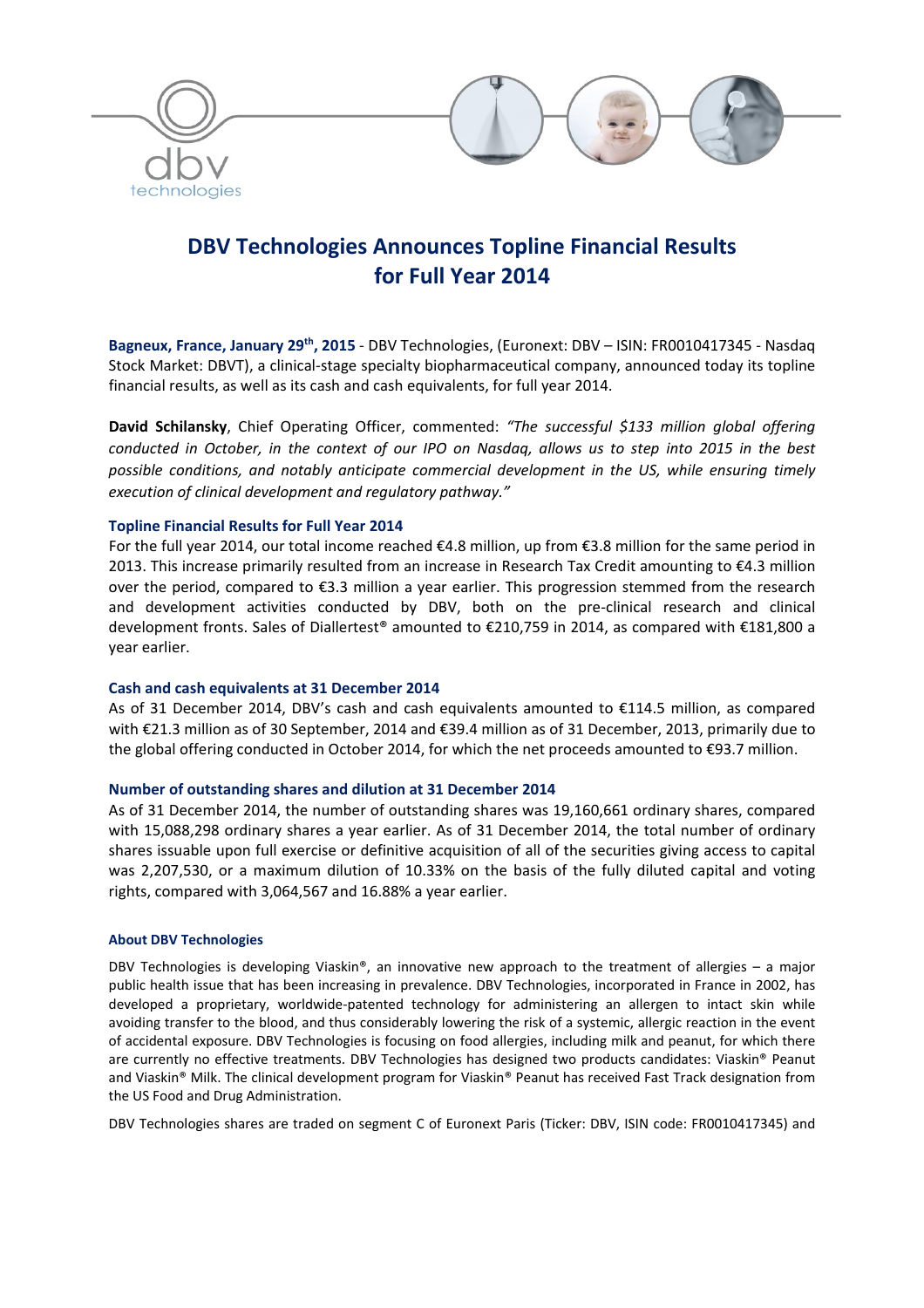# DBV Technologies Announces Topline Financial Results for Full Year 2014

**Bagneux, France, January 29th, 2015** - DBV Technologies, (Euronext: DBV – ISIN: FR0010417345 - Nasdaq Stock Market: DBVT), a clinical-stage specialty biopharmaceutical company, announced today its topline financial results, as well as its cash and cash equivalents, for full year 2014.

**David Schilansky**, Chief Operating Officer, commented: *"The successful $133 million global offering conducted in October, in the context of our IPO on Nasdaq, allows us to step into 2015 in the best possible conditions, and notably anticipate commercial development in the US, while ensuring timely execution of clinical development and regulatory pathway."*

### Topline Financial Results for Full Year 2014

For the full year 2014, our total income reached €4.8 million, up from €3.8 million for the same period in 2013. This increase primarily resulted from an increase in Research Tax Credit amounting to €4.3 million over the period, compared to €3.3 million a year earlier. This progression stemmed from the research and development activities conducted by DBV, both on the pre-clinical research and clinical development fronts. Sales of Diallertest® amounted to €210,759 in 2014, as compared with €181,800 a year earlier.

### Cash and cash equivalents at 31 December 2014

As of 31 December 2014, DBV's cash and cash equivalents amounted to €114.5 million, as compared with €21.3 million as of 30 September, 2014 and €39.4 million as of 31 December, 2013, primarily due to the global offering conducted in October 2014, for which the net proceeds amounted to €93.7 million.

### Number of outstanding shares and dilution at 31 December 2014

As of 31 December 2014, the number of outstanding shares was 19,160,661 ordinary shares, compared with 15,088,298 ordinary shares a year earlier. As of 31 December 2014, the total number of ordinary shares issuable upon full exercise or definitive acquisition of all of the securities giving access to capital was 2,207,530, or a maximum dilution of 10.33% on the basis of the fully diluted capital and voting rights, compared with 3,064,567 and 16.88% a year earlier.

#### About DBV Technologies

DBV Technologies is developing Viaskin®, an innovative new approach to the treatment of allergies – a major public health issue that has been increasing in prevalence. DBV Technologies, incorporated in France in 2002, has developed a proprietary, worldwide-patented technology for administering an allergen to intact skin while avoiding transfer to the blood, and thus considerably lowering the risk of a systemic, allergic reaction in the event of accidental exposure. DBV Technologies is focusing on food allergies, including milk and peanut, for which there are currently no effective treatments. DBV Technologies has designed two products candidates: Viaskin® Peanut and Viaskin® Milk. The clinical development program for Viaskin® Peanut has received Fast Track designation from the US Food and Drug Administration.

DBV Technologies shares are traded on segment C of Euronext Paris (Ticker: DBV, ISIN code: FR0010417345) and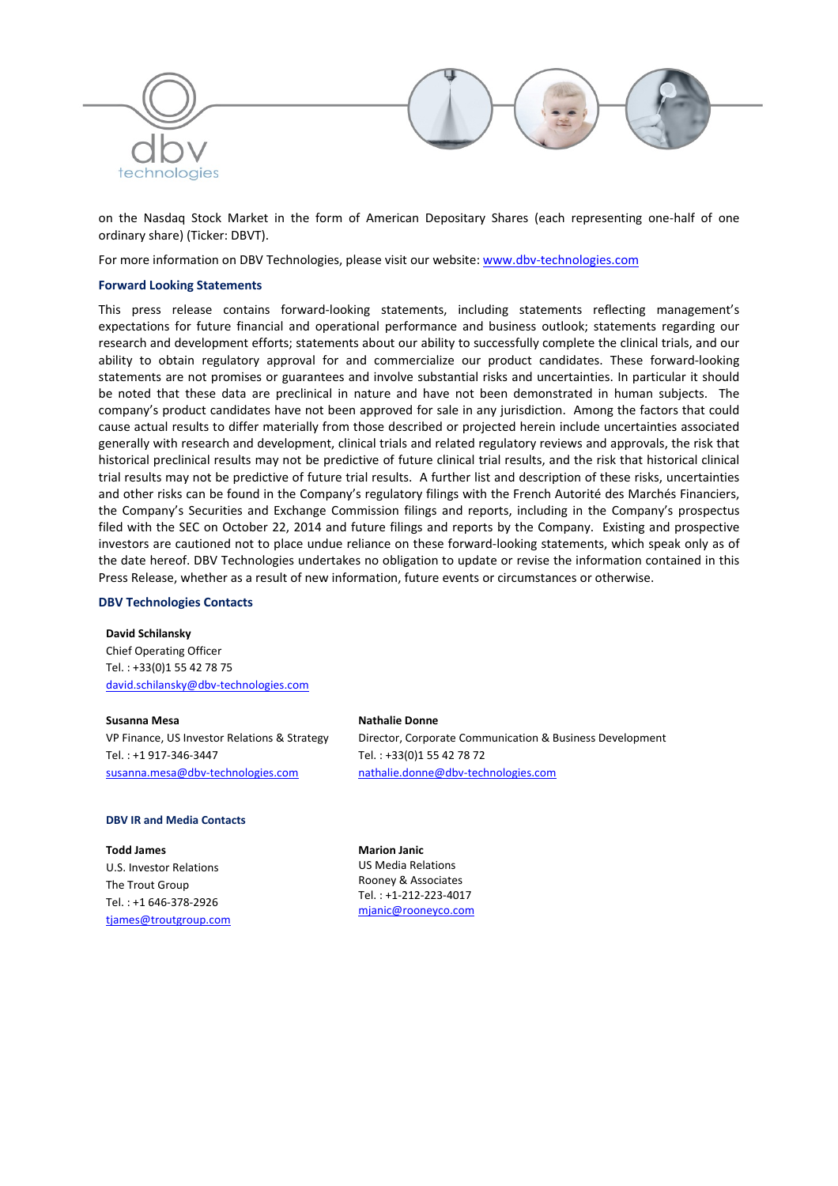on the Nasdaq Stock Market in the form of American Depositary Shares (each representing one-half of one ordinary share) (Ticker: DBVT).

For more information on DBV Technologies, please visit our website: www.dbv-technologies.com

### Forward Looking Statements

This press release contains forward-looking statements, including statements reflecting management's expectations for future financial and operational performance and business outlook; statements regarding our research and development efforts; statements about our ability to successfully complete the clinical trials, and our ability to obtain regulatory approval for and commercialize our product candidates. These forward-looking statements are not promises or guarantees and involve substantial risks and uncertainties. In particular it should be noted that these data are preclinical in nature and have not been demonstrated in human subjects. The company's product candidates have not been approved for sale in any jurisdiction. Among the factors that could cause actual results to differ materially from those described or projected herein include uncertainties associated generally with research and development, clinical trials and related regulatory reviews and approvals, the risk that historical preclinical results may not be predictive of future clinical trial results, and the risk that historical clinical trial results may not be predictive of future trial results. A further list and description of these risks, uncertainties and other risks can be found in the Company's regulatory filings with the French Autorité des Marchés Financiers, the Company's Securities and Exchange Commission filings and reports, including in the Company's prospectus filed with the SEC on October 22, 2014 and future filings and reports by the Company. Existing and prospective investors are cautioned not to place undue reliance on these forward-looking statements, which speak only as of the date hereof. DBV Technologies undertakes no obligation to update or revise the information contained in this Press Release, whether as a result of new information, future events or circumstances or otherwise.

### DBV Technologies Contacts

**David Schilansky**
Chief Operating Officer
Tel. : +33(0)1 55 42 78 75
david.schilansky@dbv-technologies.com

**Susanna Mesa**
VP Finance, US Investor Relations & Strategy
Tel. : +1 917-346-3447
susanna.mesa@dbv-technologies.com

**Nathalie Donne**
Director, Corporate Communication & Business Development
Tel. : +33(0)1 55 42 78 72
nathalie.donne@dbv-technologies.com

### DBV IR and Media Contacts

**Todd James**
U.S. Investor Relations
The Trout Group
Tel. : +1 646-378-2926
tjames@troutgroup.com

**Marion Janic**
US Media Relations
Rooney & Associates
Tel. : +1-212-223-4017
mjanic@rooneyco.com